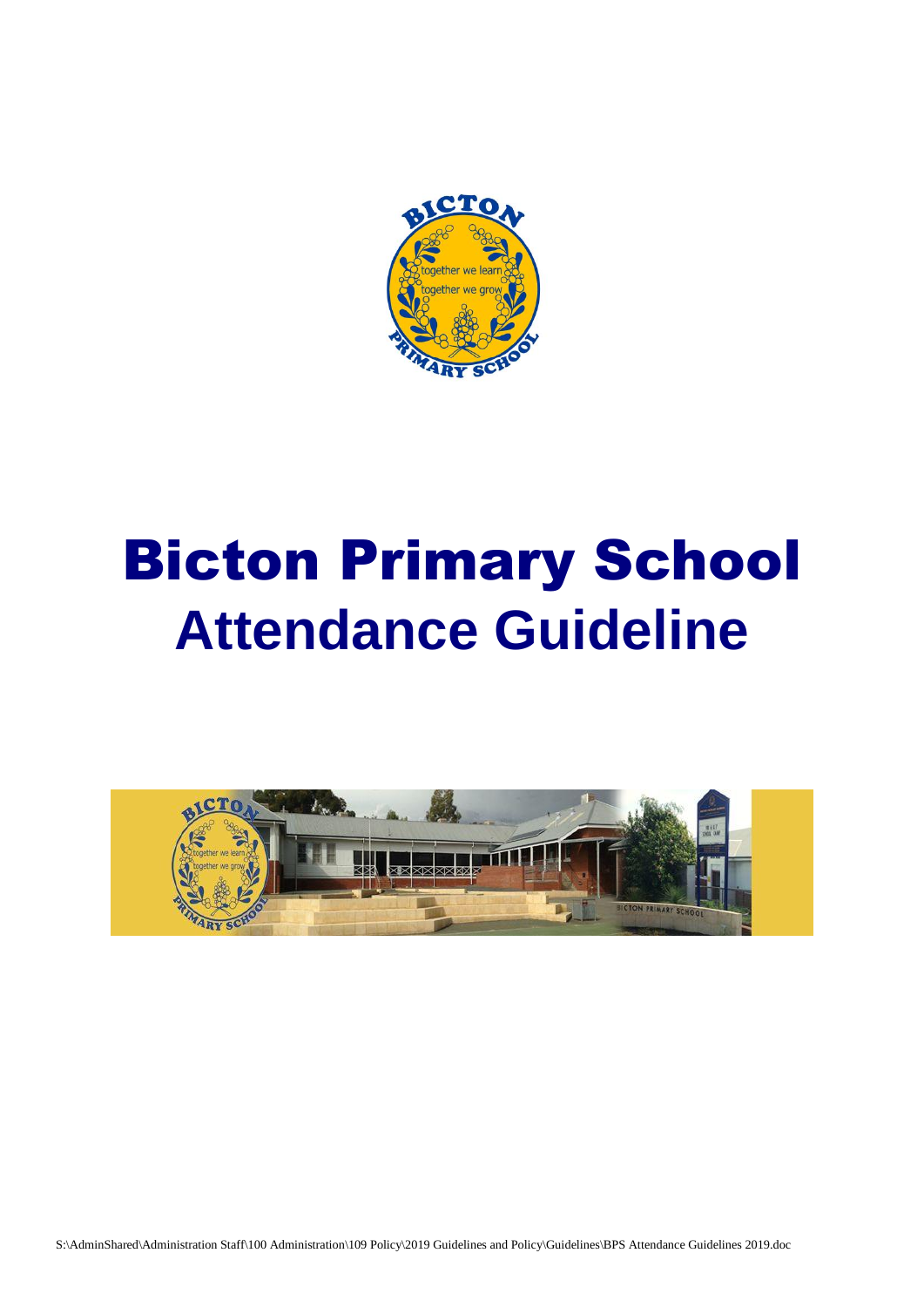# Bicton Primary School

## Attendance Guideline

S:\AdminShared\Administration Staff\100 Administration\109 Policy\2019 Guidelines and Policy\Guidelines\BPS Attendance Guidelines 2019.doc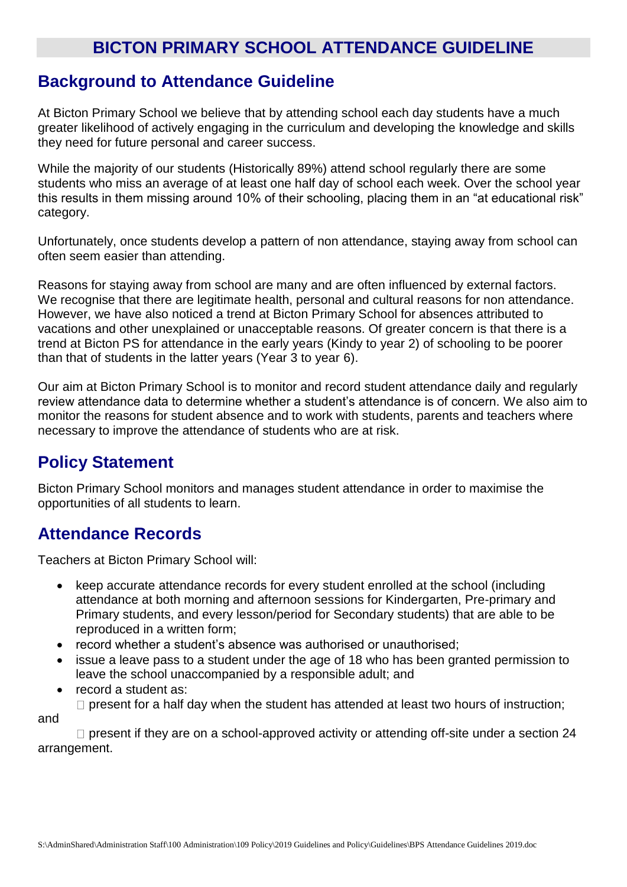# BICTON PRIMARY SCHOOL ATTENDANCE GUIDELINE

## Background to Attendance Guideline

At Bicton Primary School we believe that by attending school each day students have a much greater likelihood of actively engaging in the curriculum and developing the knowledge and skills they need for future personal and career success.

While the majority of our students (Historically 89%) attend school regularly there are some students who miss an average of at least one half day of school each week. Over the school year this results in them missing around 10% of their schooling, placing them in an "at educational risk" category.

Unfortunately, once students develop a pattern of non attendance, staying away from school can often seem easier than attending.

Reasons for staying away from school are many and are often influenced by external factors. We recognise that there are legitimate health, personal and cultural reasons for non attendance. However, we have also noticed a trend at Bicton Primary School for absences attributed to vacations and other unexplained or unacceptable reasons. Of greater concern is that there is a trend at Bicton PS for attendance in the early years (Kindy to year 2) of schooling to be poorer than that of students in the latter years (Year 3 to year 6).

Our aim at Bicton Primary School is to monitor and record student attendance daily and regularly review attendance data to determine whether a student's attendance is of concern. We also aim to monitor the reasons for student absence and to work with students, parents and teachers where necessary to improve the attendance of students who are at risk.

## Policy Statement

Bicton Primary School monitors and manages student attendance in order to maximise the opportunities of all students to learn.

## Attendance Records

Teachers at Bicton Primary School will:

- keep accurate attendance records for every student enrolled at the school (including attendance at both morning and afternoon sessions for Kindergarten, Pre-primary and Primary students, and every lesson/period for Secondary students) that are able to be reproduced in a written form;
- record whether a student's absence was authorised or unauthorised;
- issue a leave pass to a student under the age of 18 who has been granted permission to leave the school unaccompanied by a responsible adult; and
- record a student as:
  - present for a half day when the student has attended at least two hours of instruction; and
  - present if they are on a school-approved activity or attending off-site under a section 24 arrangement.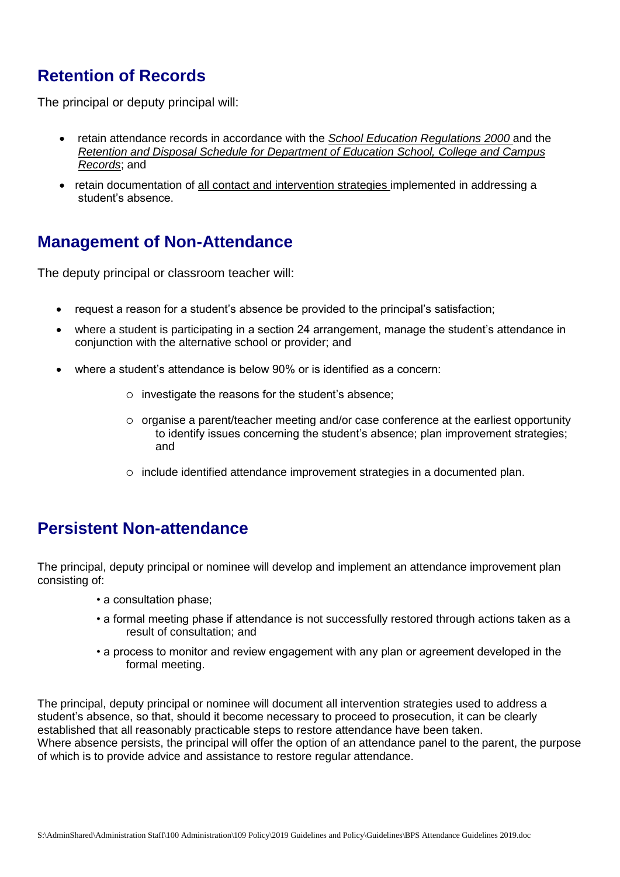## Retention of Records

The principal or deputy principal will:

- retain attendance records in accordance with the *School Education Regulations 2000* and the *Retention and Disposal Schedule for Department of Education School, College and Campus Records*; and
- retain documentation of all contact and intervention strategies implemented in addressing a student's absence.

## Management of Non-Attendance

The deputy principal or classroom teacher will:

- request a reason for a student's absence be provided to the principal's satisfaction;
- where a student is participating in a section 24 arrangement, manage the student's attendance in conjunction with the alternative school or provider; and
- where a student's attendance is below 90% or is identified as a concern:
  - investigate the reasons for the student's absence;
  - organise a parent/teacher meeting and/or case conference at the earliest opportunity to identify issues concerning the student's absence; plan improvement strategies; and
  - include identified attendance improvement strategies in a documented plan.

## Persistent Non-attendance

The principal, deputy principal or nominee will develop and implement an attendance improvement plan consisting of:

- a consultation phase;
- a formal meeting phase if attendance is not successfully restored through actions taken as a result of consultation; and
- a process to monitor and review engagement with any plan or agreement developed in the formal meeting.

The principal, deputy principal or nominee will document all intervention strategies used to address a student's absence, so that, should it become necessary to proceed to prosecution, it can be clearly established that all reasonably practicable steps to restore attendance have been taken.
Where absence persists, the principal will offer the option of an attendance panel to the parent, the purpose of which is to provide advice and assistance to restore regular attendance.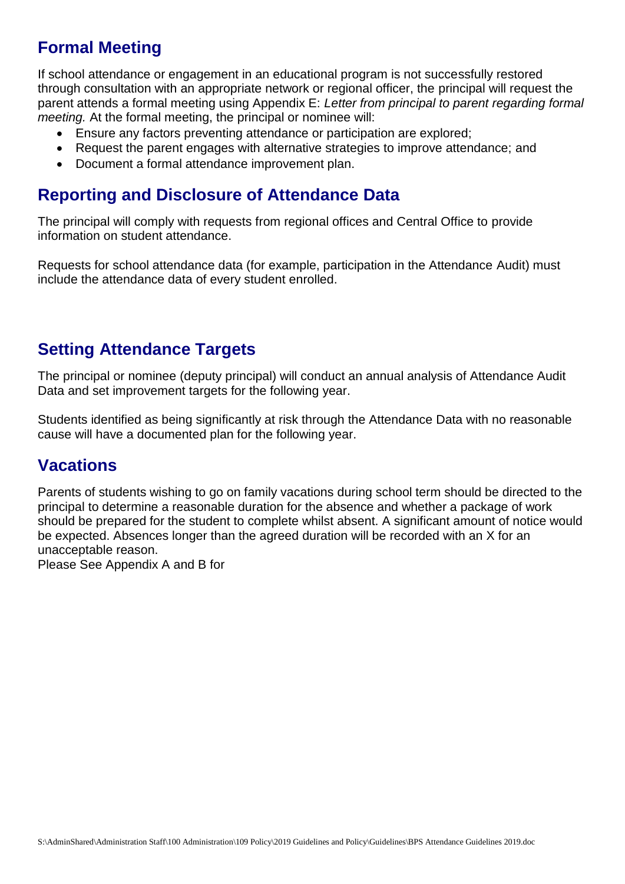## Formal Meeting

If school attendance or engagement in an educational program is not successfully restored through consultation with an appropriate network or regional officer, the principal will request the parent attends a formal meeting using Appendix E: *Letter from principal to parent regarding formal meeting.* At the formal meeting, the principal or nominee will:

- Ensure any factors preventing attendance or participation are explored;
- Request the parent engages with alternative strategies to improve attendance; and
- Document a formal attendance improvement plan.

## Reporting and Disclosure of Attendance Data

The principal will comply with requests from regional offices and Central Office to provide information on student attendance.

Requests for school attendance data (for example, participation in the Attendance Audit) must include the attendance data of every student enrolled.

## Setting Attendance Targets

The principal or nominee (deputy principal) will conduct an annual analysis of Attendance Audit Data and set improvement targets for the following year.

Students identified as being significantly at risk through the Attendance Data with no reasonable cause will have a documented plan for the following year.

## Vacations

Parents of students wishing to go on family vacations during school term should be directed to the principal to determine a reasonable duration for the absence and whether a package of work should be prepared for the student to complete whilst absent. A significant amount of notice would be expected. Absences longer than the agreed duration will be recorded with an X for an unacceptable reason.
Please See Appendix A and B for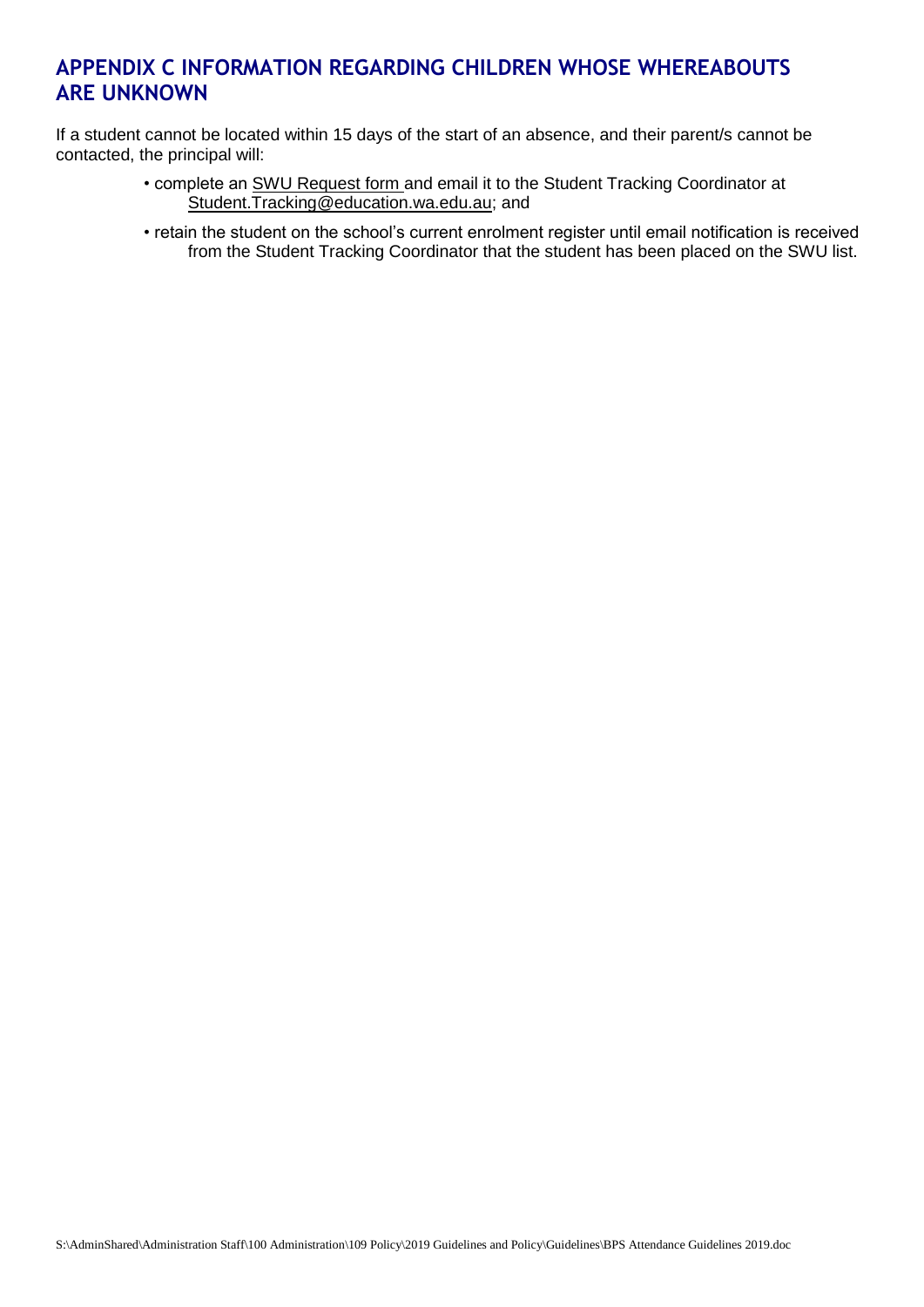## APPENDIX C INFORMATION REGARDING CHILDREN WHOSE WHEREABOUTS ARE UNKNOWN

If a student cannot be located within 15 days of the start of an absence, and their parent/s cannot be contacted, the principal will:

- complete an SWU Request form and email it to the Student Tracking Coordinator at Student.Tracking@education.wa.edu.au; and
- retain the student on the school's current enrolment register until email notification is received from the Student Tracking Coordinator that the student has been placed on the SWU list.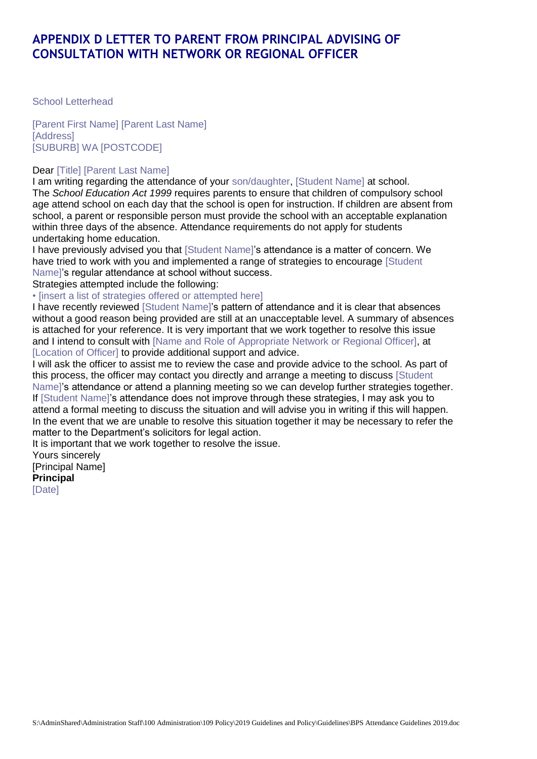# APPENDIX D LETTER TO PARENT FROM PRINCIPAL ADVISING OF CONSULTATION WITH NETWORK OR REGIONAL OFFICER

School Letterhead

[Parent First Name] [Parent Last Name]
[Address]
[SUBURB] WA [POSTCODE]

Dear [Title] [Parent Last Name]

I am writing regarding the attendance of your son/daughter, [Student Name] at school.

The *School Education Act 1999* requires parents to ensure that children of compulsory school age attend school on each day that the school is open for instruction. If children are absent from school, a parent or responsible person must provide the school with an acceptable explanation within three days of the absence. Attendance requirements do not apply for students undertaking home education.

I have previously advised you that [Student Name]'s attendance is a matter of concern. We have tried to work with you and implemented a range of strategies to encourage [Student Name]'s regular attendance at school without success.

Strategies attempted include the following:

- [insert a list of strategies offered or attempted here]

I have recently reviewed [Student Name]'s pattern of attendance and it is clear that absences without a good reason being provided are still at an unacceptable level. A summary of absences is attached for your reference. It is very important that we work together to resolve this issue and I intend to consult with [Name and Role of Appropriate Network or Regional Officer], at [Location of Officer] to provide additional support and advice.

I will ask the officer to assist me to review the case and provide advice to the school. As part of this process, the officer may contact you directly and arrange a meeting to discuss [Student Name]'s attendance or attend a planning meeting so we can develop further strategies together.

If [Student Name]'s attendance does not improve through these strategies, I may ask you to attend a formal meeting to discuss the situation and will advise you in writing if this will happen.

In the event that we are unable to resolve this situation together it may be necessary to refer the matter to the Department's solicitors for legal action.

It is important that we work together to resolve the issue.

Yours sincerely

[Principal Name]

**Principal**

[Date]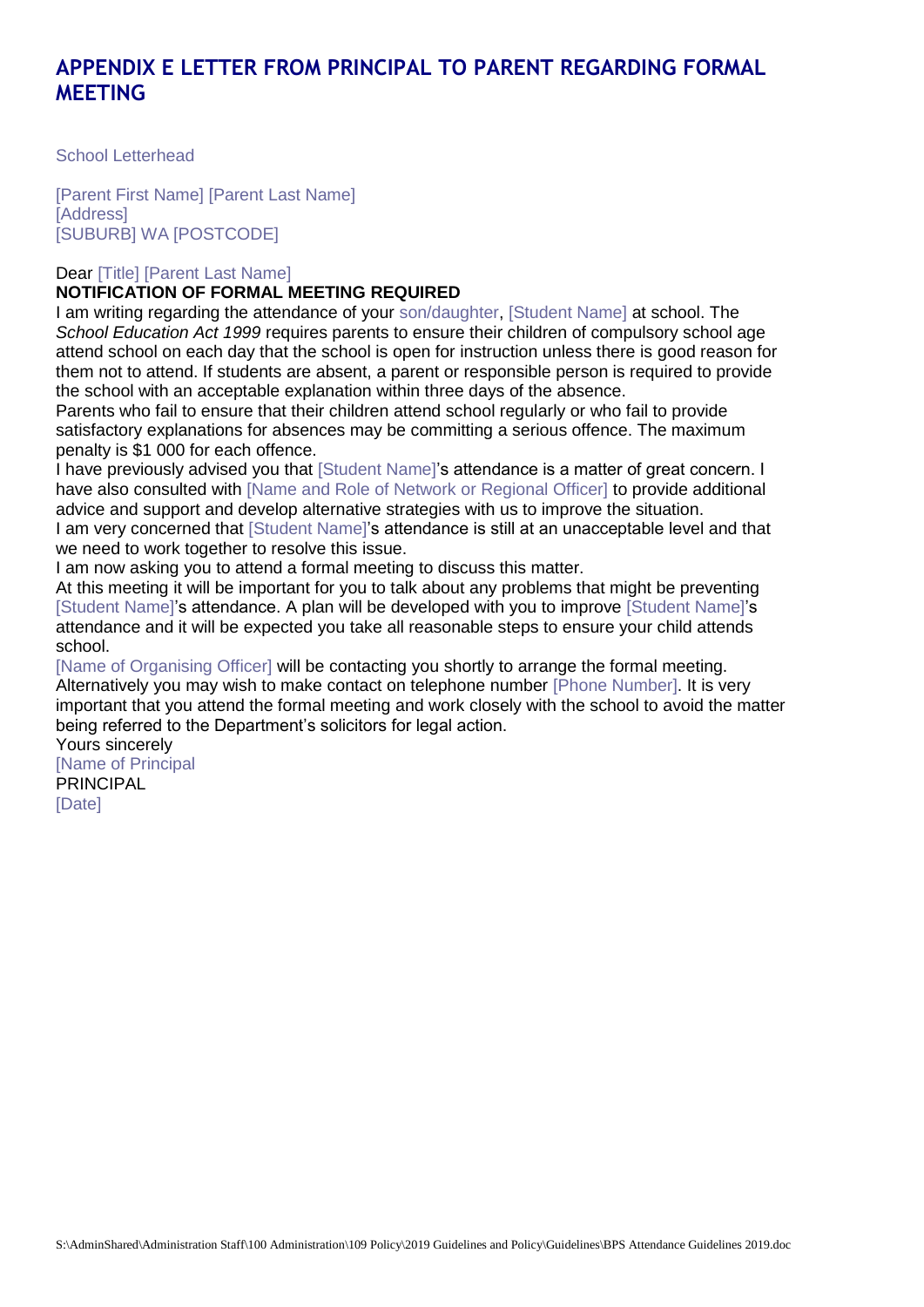## APPENDIX E LETTER FROM PRINCIPAL TO PARENT REGARDING FORMAL MEETING

School Letterhead

[Parent First Name] [Parent Last Name]
[Address]
[SUBURB] WA [POSTCODE]

Dear [Title] [Parent Last Name]

**NOTIFICATION OF FORMAL MEETING REQUIRED**

I am writing regarding the attendance of your son/daughter, [Student Name] at school. The *School Education Act 1999* requires parents to ensure their children of compulsory school age attend school on each day that the school is open for instruction unless there is good reason for them not to attend. If students are absent, a parent or responsible person is required to provide the school with an acceptable explanation within three days of the absence.

Parents who fail to ensure that their children attend school regularly or who fail to provide satisfactory explanations for absences may be committing a serious offence. The maximum penalty is $1 000 for each offence.

I have previously advised you that [Student Name]'s attendance is a matter of great concern. I have also consulted with [Name and Role of Network or Regional Officer] to provide additional advice and support and develop alternative strategies with us to improve the situation.

I am very concerned that [Student Name]'s attendance is still at an unacceptable level and that we need to work together to resolve this issue.

I am now asking you to attend a formal meeting to discuss this matter.

At this meeting it will be important for you to talk about any problems that might be preventing [Student Name]'s attendance. A plan will be developed with you to improve [Student Name]'s attendance and it will be expected you take all reasonable steps to ensure your child attends school.

[Name of Organising Officer] will be contacting you shortly to arrange the formal meeting. Alternatively you may wish to make contact on telephone number [Phone Number]. It is very important that you attend the formal meeting and work closely with the school to avoid the matter being referred to the Department's solicitors for legal action.

Yours sincerely

[Name of Principal
PRINCIPAL
[Date]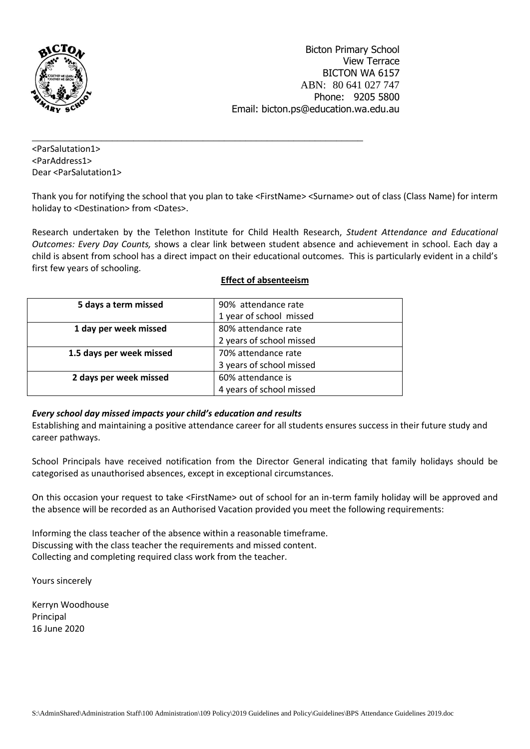Bicton Primary School
View Terrace
BICTON WA 6157
ABN: 80 641 027 747
Phone: 9205 5800
Email: bicton.ps@education.wa.edu.au

<ParSalutation1>
<ParAddress1>
Dear <ParSalutation1>

Thank you for notifying the school that you plan to take <FirstName> <Surname> out of class (Class Name) for interm holiday to <Destination> from <Dates>.

Research undertaken by the Telethon Institute for Child Health Research, *Student Attendance and Educational Outcomes: Every Day Counts,* shows a clear link between student absence and achievement in school. Each day a child is absent from school has a direct impact on their educational outcomes. This is particularly evident in a child's first few years of schooling.

**Effect of absenteeism**

| | |
|---|---|
| **5 days a term missed** | 90% attendance rate<br>1 year of school missed |
| **1 day per week missed** | 80% attendance rate<br>2 years of school missed |
| **1.5 days per week missed** | 70% attendance rate<br>3 years of school missed |
| **2 days per week missed** | 60% attendance is<br>4 years of school missed |

***Every school day missed impacts your child's education and results***

Establishing and maintaining a positive attendance career for all students ensures success in their future study and career pathways.

School Principals have received notification from the Director General indicating that family holidays should be categorised as unauthorised absences, except in exceptional circumstances.

On this occasion your request to take <FirstName> out of school for an in-term family holiday will be approved and the absence will be recorded as an Authorised Vacation provided you meet the following requirements:

Informing the class teacher of the absence within a reasonable timeframe.
Discussing with the class teacher the requirements and missed content.
Collecting and completing required class work from the teacher.

Yours sincerely

Kerryn Woodhouse
Principal
16 June 2020

S:\AdminShared\Administration Staff\100 Administration\109 Policy\2019 Guidelines and Policy\Guidelines\BPS Attendance Guidelines 2019.doc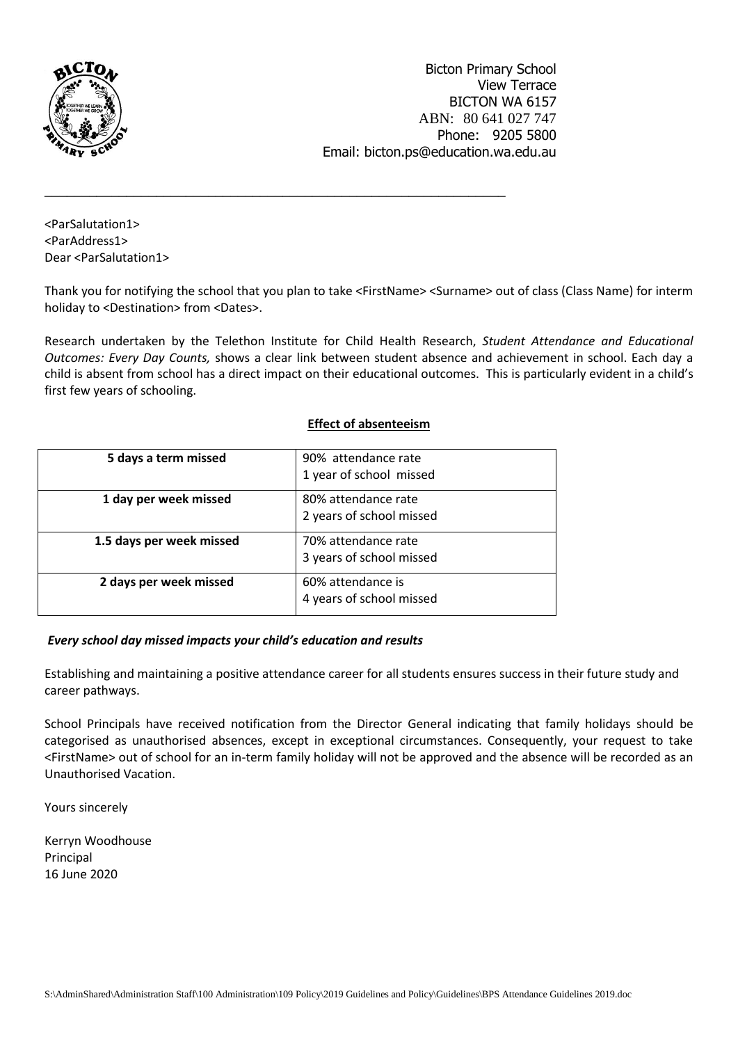Bicton Primary School
View Terrace
BICTON WA 6157
ABN: 80 641 027 747
Phone: 9205 5800
Email: bicton.ps@education.wa.edu.au

<ParSalutation1>
<ParAddress1>
Dear <ParSalutation1>

Thank you for notifying the school that you plan to take <FirstName> <Surname> out of class (Class Name) for interm holiday to <Destination> from <Dates>.

Research undertaken by the Telethon Institute for Child Health Research, *Student Attendance and Educational Outcomes: Every Day Counts,* shows a clear link between student absence and achievement in school. Each day a child is absent from school has a direct impact on their educational outcomes. This is particularly evident in a child's first few years of schooling.

**Effect of absenteeism**

| | |
|---|---|
| **5 days a term missed** | 90% attendance rate<br>1 year of school missed |
| **1 day per week missed** | 80% attendance rate<br>2 years of school missed |
| **1.5 days per week missed** | 70% attendance rate<br>3 years of school missed |
| **2 days per week missed** | 60% attendance is<br>4 years of school missed |

***Every school day missed impacts your child's education and results***

Establishing and maintaining a positive attendance career for all students ensures success in their future study and career pathways.

School Principals have received notification from the Director General indicating that family holidays should be categorised as unauthorised absences, except in exceptional circumstances. Consequently, your request to take <FirstName> out of school for an in-term family holiday will not be approved and the absence will be recorded as an Unauthorised Vacation.

Yours sincerely

Kerryn Woodhouse
Principal
16 June 2020